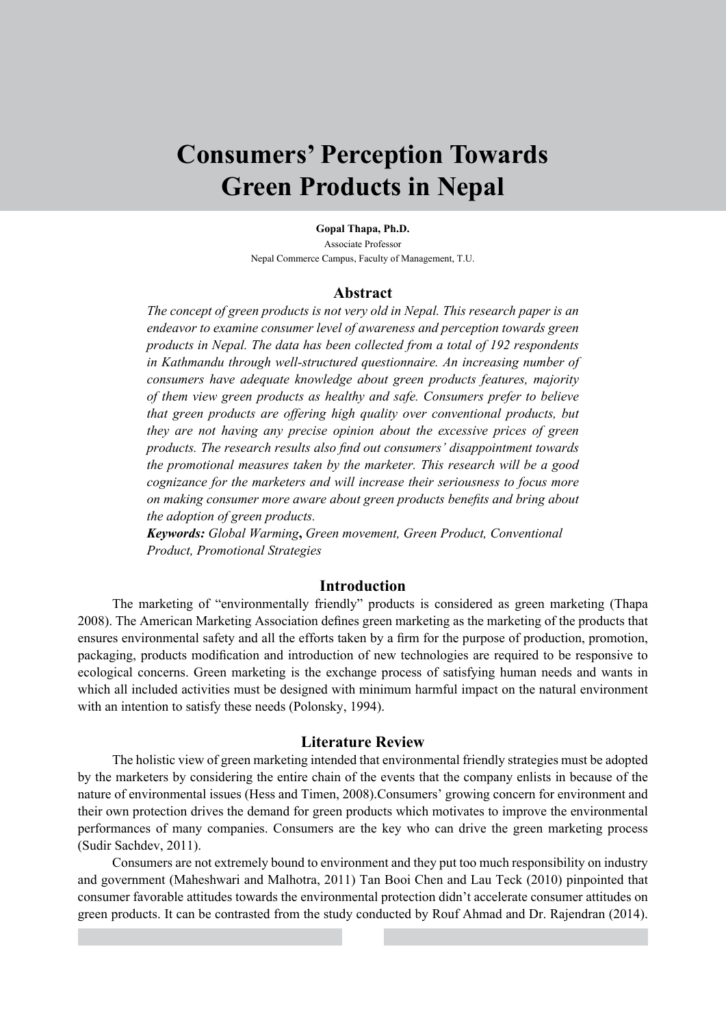# Consumers' Perception Towards Green Products in Nepal

**Gopal Thapa, Ph.D.**
Associate Professor
Nepal Commerce Campus, Faculty of Management, T.U.

## Abstract

*The concept of green products is not very old in Nepal. This research paper is an endeavor to examine consumer level of awareness and perception towards green products in Nepal. The data has been collected from a total of 192 respondents in Kathmandu through well-structured questionnaire. An increasing number of consumers have adequate knowledge about green products features, majority of them view green products as healthy and safe. Consumers prefer to believe that green products are offering high quality over conventional products, but they are not having any precise opinion about the excessive prices of green products. The research results also find out consumers' disappointment towards the promotional measures taken by the marketer. This research will be a good cognizance for the marketers and will increase their seriousness to focus more on making consumer more aware about green products benefits and bring about the adoption of green products.*

***Keywords:*** *Global Warming*, *Green movement, Green Product, Conventional Product, Promotional Strategies*

## Introduction

The marketing of "environmentally friendly" products is considered as green marketing (Thapa 2008). The American Marketing Association defines green marketing as the marketing of the products that ensures environmental safety and all the efforts taken by a firm for the purpose of production, promotion, packaging, products modification and introduction of new technologies are required to be responsive to ecological concerns. Green marketing is the exchange process of satisfying human needs and wants in which all included activities must be designed with minimum harmful impact on the natural environment with an intention to satisfy these needs (Polonsky, 1994).

## Literature Review

The holistic view of green marketing intended that environmental friendly strategies must be adopted by the marketers by considering the entire chain of the events that the company enlists in because of the nature of environmental issues (Hess and Timen, 2008).Consumers' growing concern for environment and their own protection drives the demand for green products which motivates to improve the environmental performances of many companies. Consumers are the key who can drive the green marketing process (Sudir Sachdev, 2011).

Consumers are not extremely bound to environment and they put too much responsibility on industry and government (Maheshwari and Malhotra, 2011) Tan Booi Chen and Lau Teck (2010) pinpointed that consumer favorable attitudes towards the environmental protection didn't accelerate consumer attitudes on green products. It can be contrasted from the study conducted by Rouf Ahmad and Dr. Rajendran (2014).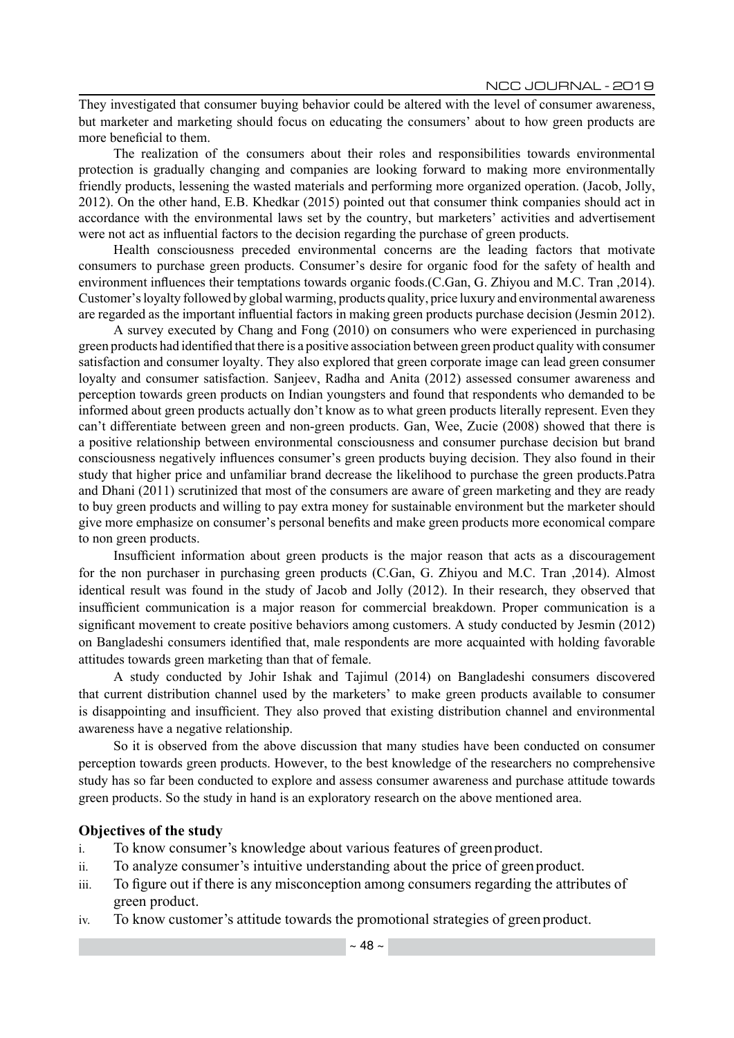They investigated that consumer buying behavior could be altered with the level of consumer awareness, but marketer and marketing should focus on educating the consumers' about to how green products are more beneficial to them.

The realization of the consumers about their roles and responsibilities towards environmental protection is gradually changing and companies are looking forward to making more environmentally friendly products, lessening the wasted materials and performing more organized operation. (Jacob, Jolly, 2012). On the other hand, E.B. Khedkar (2015) pointed out that consumer think companies should act in accordance with the environmental laws set by the country, but marketers' activities and advertisement were not act as influential factors to the decision regarding the purchase of green products.

Health consciousness preceded environmental concerns are the leading factors that motivate consumers to purchase green products. Consumer's desire for organic food for the safety of health and environment influences their temptations towards organic foods.(C.Gan, G. Zhiyou and M.C. Tran ,2014). Customer's loyalty followed by global warming, products quality, price luxury and environmental awareness are regarded as the important influential factors in making green products purchase decision (Jesmin 2012).

A survey executed by Chang and Fong (2010) on consumers who were experienced in purchasing green products had identified that there is a positive association between green product quality with consumer satisfaction and consumer loyalty. They also explored that green corporate image can lead green consumer loyalty and consumer satisfaction. Sanjeev, Radha and Anita (2012) assessed consumer awareness and perception towards green products on Indian youngsters and found that respondents who demanded to be informed about green products actually don't know as to what green products literally represent. Even they can't differentiate between green and non-green products. Gan, Wee, Zucie (2008) showed that there is a positive relationship between environmental consciousness and consumer purchase decision but brand consciousness negatively influences consumer's green products buying decision. They also found in their study that higher price and unfamiliar brand decrease the likelihood to purchase the green products.Patra and Dhani (2011) scrutinized that most of the consumers are aware of green marketing and they are ready to buy green products and willing to pay extra money for sustainable environment but the marketer should give more emphasize on consumer's personal benefits and make green products more economical compare to non green products.

Insufficient information about green products is the major reason that acts as a discouragement for the non purchaser in purchasing green products (C.Gan, G. Zhiyou and M.C. Tran ,2014). Almost identical result was found in the study of Jacob and Jolly (2012). In their research, they observed that insufficient communication is a major reason for commercial breakdown. Proper communication is a significant movement to create positive behaviors among customers. A study conducted by Jesmin (2012) on Bangladeshi consumers identified that, male respondents are more acquainted with holding favorable attitudes towards green marketing than that of female.

A study conducted by Johir Ishak and Tajimul (2014) on Bangladeshi consumers discovered that current distribution channel used by the marketers' to make green products available to consumer is disappointing and insufficient. They also proved that existing distribution channel and environmental awareness have a negative relationship.

So it is observed from the above discussion that many studies have been conducted on consumer perception towards green products. However, to the best knowledge of the researchers no comprehensive study has so far been conducted to explore and assess consumer awareness and purchase attitude towards green products. So the study in hand is an exploratory research on the above mentioned area.

### Objectives of the study

i. To know consumer's knowledge about various features of green product.
ii. To analyze consumer's intuitive understanding about the price of green product.
iii. To figure out if there is any misconception among consumers regarding the attributes of green product.
iv. To know customer's attitude towards the promotional strategies of green product.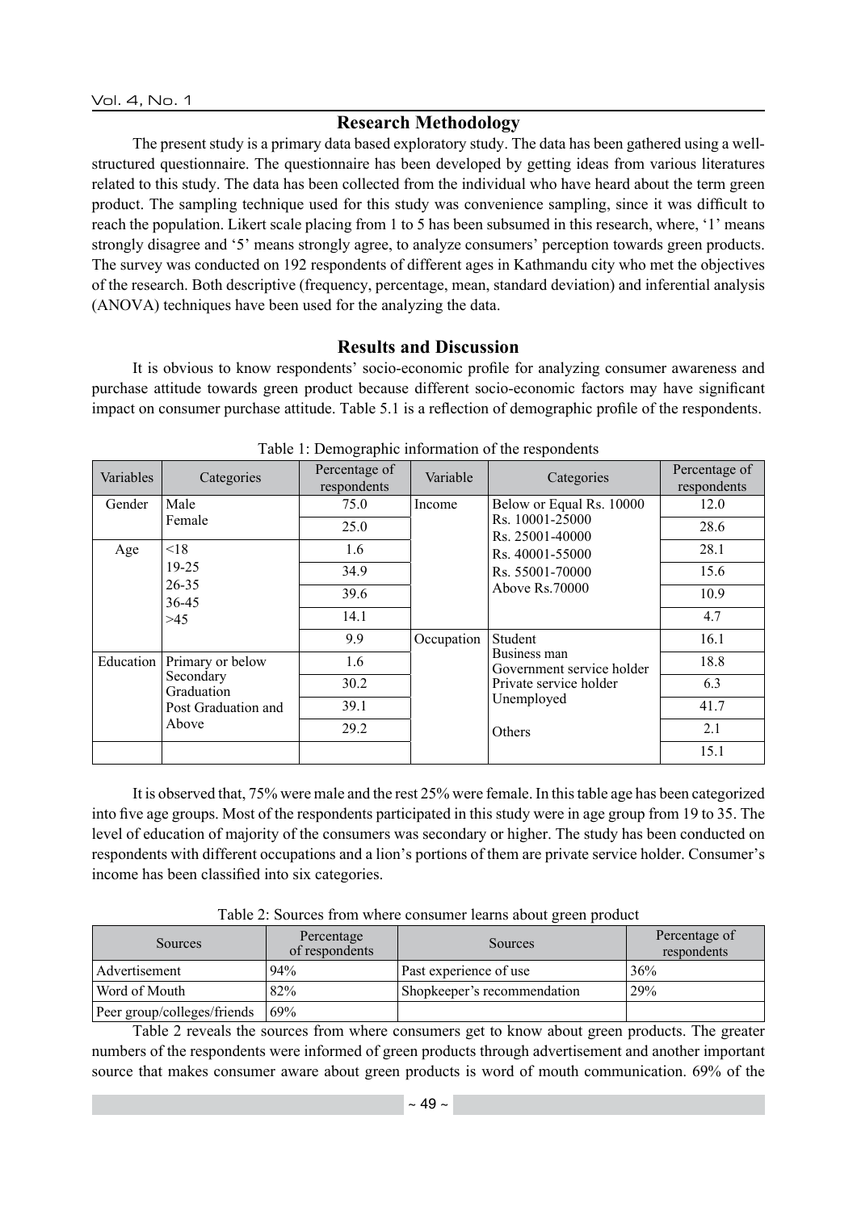## Research Methodology

The present study is a primary data based exploratory study. The data has been gathered using a well-structured questionnaire. The questionnaire has been developed by getting ideas from various literatures related to this study. The data has been collected from the individual who have heard about the term green product. The sampling technique used for this study was convenience sampling, since it was difficult to reach the population. Likert scale placing from 1 to 5 has been subsumed in this research, where, '1' means strongly disagree and '5' means strongly agree, to analyze consumers' perception towards green products. The survey was conducted on 192 respondents of different ages in Kathmandu city who met the objectives of the research. Both descriptive (frequency, percentage, mean, standard deviation) and inferential analysis (ANOVA) techniques have been used for the analyzing the data.

## Results and Discussion

It is obvious to know respondents' socio-economic profile for analyzing consumer awareness and purchase attitude towards green product because different socio-economic factors may have significant impact on consumer purchase attitude. Table 5.1 is a reflection of demographic profile of the respondents.

Table 1: Demographic information of the respondents

| Variables | Categories | Percentage of respondents | Variable | Categories | Percentage of respondents |
|---|---|---|---|---|---|
| Gender | Male | 75.0 | Income | Below or Equal Rs. 10000 | 12.0 |
| | Female | 25.0 | | Rs. 10001-25000 | 28.6 |
| Age | <18 | 1.6 | | Rs. 25001-40000 | 28.1 |
| | 19-25 | 34.9 | | Rs. 40001-55000 | 15.6 |
| | 26-35 | 39.6 | | Rs. 55001-70000 | 10.9 |
| | 36-45 | 14.1 | | Above Rs.70000 | 4.7 |
| | >45 | 9.9 | Occupation | Student | 16.1 |
| Education | Primary or below | 1.6 | | Business man | 18.8 |
| | Secondary | 30.2 | | Government service holder | 6.3 |
| | Graduation | 39.1 | | Private service holder | 41.7 |
| | Post Graduation and Above | 29.2 | | Unemployed | 2.1 |
| | | | | Others | 15.1 |

It is observed that, 75% were male and the rest 25% were female. In this table age has been categorized into five age groups. Most of the respondents participated in this study were in age group from 19 to 35. The level of education of majority of the consumers was secondary or higher. The study has been conducted on respondents with different occupations and a lion's portions of them are private service holder. Consumer's income has been classified into six categories.

Table 2: Sources from where consumer learns about green product

| Sources | Percentage of respondents | Sources | Percentage of respondents |
|---|---|---|---|
| Advertisement | 94% | Past experience of use | 36% |
| Word of Mouth | 82% | Shopkeeper's recommendation | 29% |
| Peer group/colleges/friends | 69% | | |

Table 2 reveals the sources from where consumers get to know about green products. The greater numbers of the respondents were informed of green products through advertisement and another important source that makes consumer aware about green products is word of mouth communication. 69% of the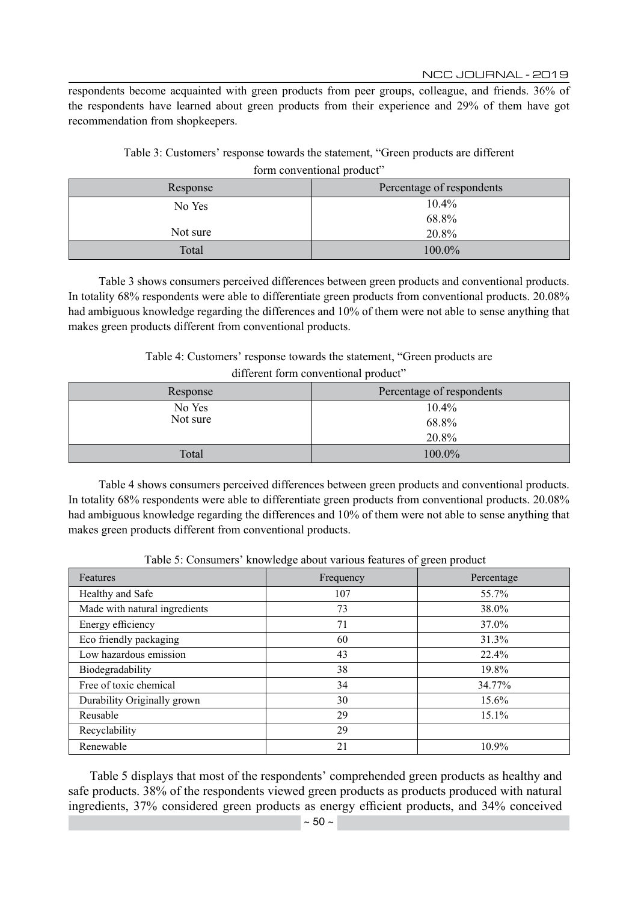respondents become acquainted with green products from peer groups, colleague, and friends. 36% of the respondents have learned about green products from their experience and 29% of them have got recommendation from shopkeepers.

Table 3: Customers' response towards the statement, "Green products are different form conventional product"

| Response | Percentage of respondents |
|---|---|
| No Yes | 10.4% |
| | 68.8% |
| Not sure | 20.8% |
| Total | 100.0% |

Table 3 shows consumers perceived differences between green products and conventional products. In totality 68% respondents were able to differentiate green products from conventional products. 20.08% had ambiguous knowledge regarding the differences and 10% of them were not able to sense anything that makes green products different from conventional products.

Table 4: Customers' response towards the statement, "Green products are different form conventional product"

| Response | Percentage of respondents |
|---|---|
| No Yes | 10.4% |
| Not sure | 68.8% |
| | 20.8% |
| Total | 100.0% |

Table 4 shows consumers perceived differences between green products and conventional products. In totality 68% respondents were able to differentiate green products from conventional products. 20.08% had ambiguous knowledge regarding the differences and 10% of them were not able to sense anything that makes green products different from conventional products.

Table 5: Consumers' knowledge about various features of green product

| Features | Frequency | Percentage |
|---|---|---|
| Healthy and Safe | 107 | 55.7% |
| Made with natural ingredients | 73 | 38.0% |
| Energy efficiency | 71 | 37.0% |
| Eco friendly packaging | 60 | 31.3% |
| Low hazardous emission | 43 | 22.4% |
| Biodegradability | 38 | 19.8% |
| Free of toxic chemical | 34 | 34.77% |
| Durability Originally grown | 30 | 15.6% |
| Reusable | 29 | 15.1% |
| Recyclability | 29 | |
| Renewable | 21 | 10.9% |

Table 5 displays that most of the respondents' comprehended green products as healthy and safe products. 38% of the respondents viewed green products as products produced with natural ingredients, 37% considered green products as energy efficient products, and 34% conceived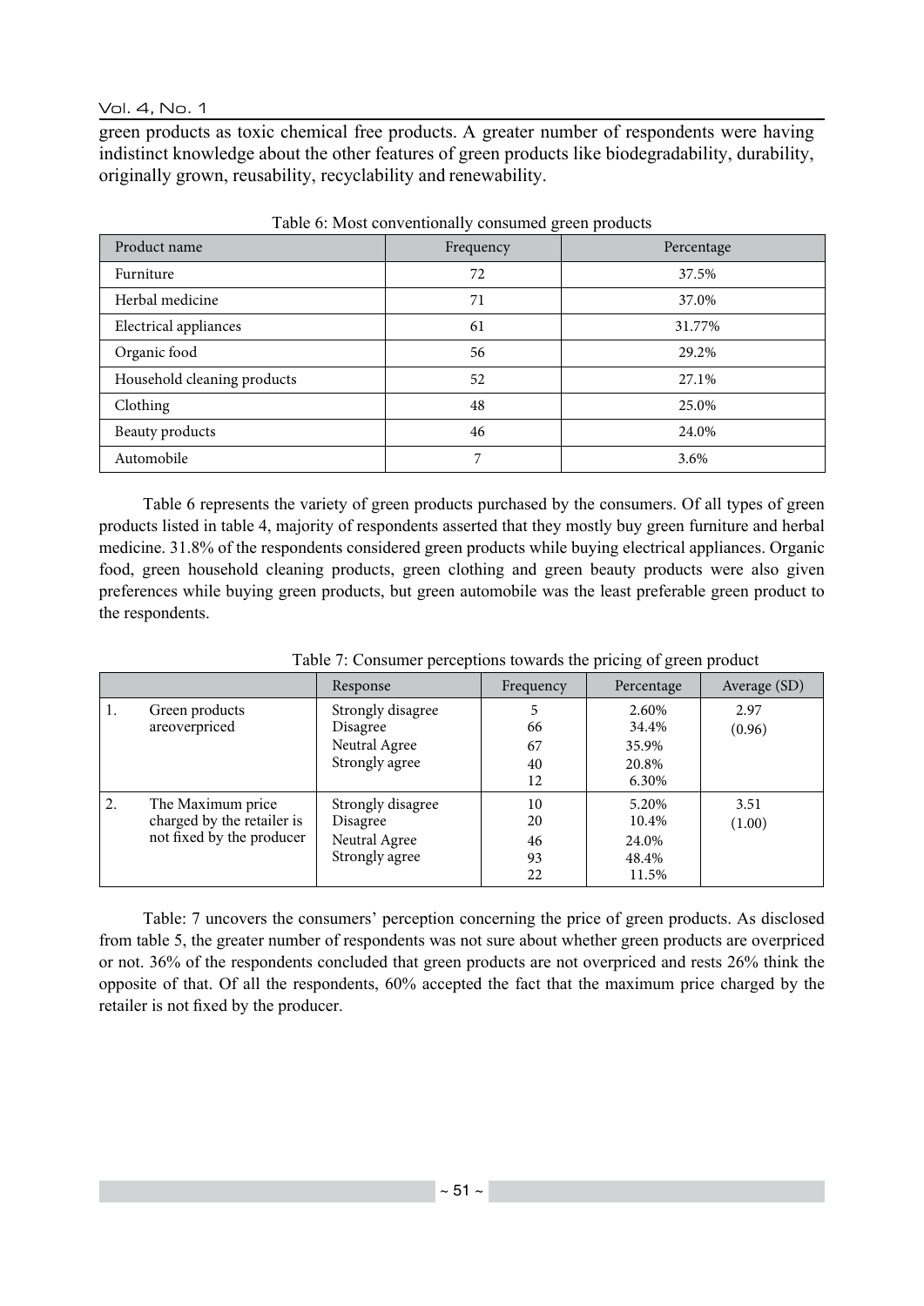green products as toxic chemical free products. A greater number of respondents were having indistinct knowledge about the other features of green products like biodegradability, durability, originally grown, reusability, recyclability and renewability.

Table 6: Most conventionally consumed green products

| Product name | Frequency | Percentage |
|---|---|---|
| Furniture | 72 | 37.5% |
| Herbal medicine | 71 | 37.0% |
| Electrical appliances | 61 | 31.77% |
| Organic food | 56 | 29.2% |
| Household cleaning products | 52 | 27.1% |
| Clothing | 48 | 25.0% |
| Beauty products | 46 | 24.0% |
| Automobile | 7 | 3.6% |

Table 6 represents the variety of green products purchased by the consumers. Of all types of green products listed in table 4, majority of respondents asserted that they mostly buy green furniture and herbal medicine. 31.8% of the respondents considered green products while buying electrical appliances. Organic food, green household cleaning products, green clothing and green beauty products were also given preferences while buying green products, but green automobile was the least preferable green product to the respondents.

Table 7: Consumer perceptions towards the pricing of green product

| | | Response | Frequency | Percentage | Average (SD) |
|---|---|---|---|---|---|
| 1. | Green products areoverpriced | Strongly disagree<br>Disagree<br>Neutral Agree<br>Strongly agree | 5<br>66<br>67<br>40<br>12 | 2.60%<br>34.4%<br>35.9%<br>20.8%<br>6.30% | 2.97<br>(0.96) |
| 2. | The Maximum price charged by the retailer is not fixed by the producer | Strongly disagree<br>Disagree<br>Neutral Agree<br>Strongly agree | 10<br>20<br>46<br>93<br>22 | 5.20%<br>10.4%<br>24.0%<br>48.4%<br>11.5% | 3.51<br>(1.00) |

Table: 7 uncovers the consumers' perception concerning the price of green products. As disclosed from table 5, the greater number of respondents was not sure about whether green products are overpriced or not. 36% of the respondents concluded that green products are not overpriced and rests 26% think the opposite of that. Of all the respondents, 60% accepted the fact that the maximum price charged by the retailer is not fixed by the producer.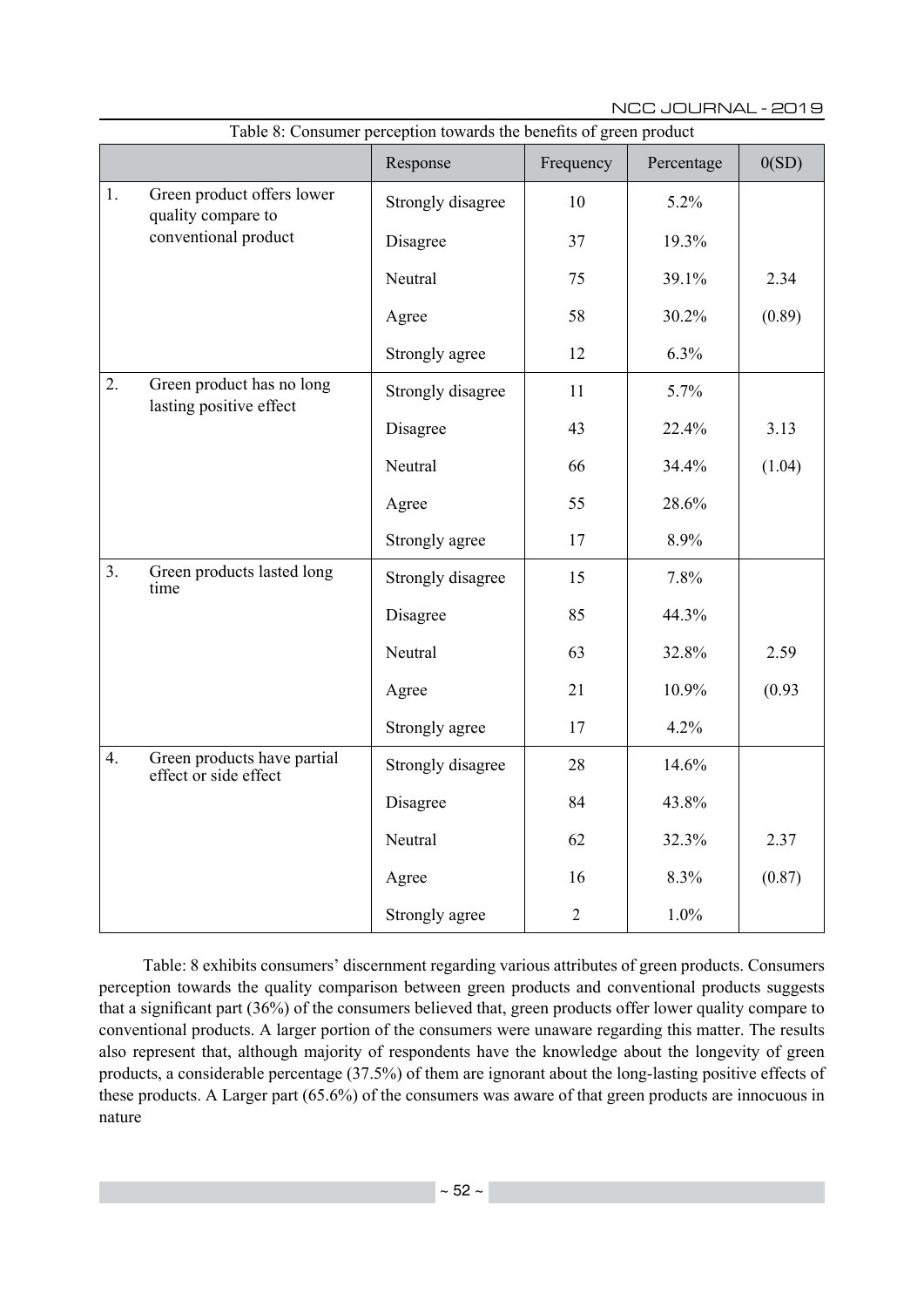Table 8: Consumer perception towards the benefits of green product

| | | Response | Frequency | Percentage | 0(SD) |
|---|---|---|---|---|---|
| 1. | Green product offers lower quality compare to conventional product | Strongly disagree | 10 | 5.2% | |
| | | Disagree | 37 | 19.3% | |
| | | Neutral | 75 | 39.1% | 2.34 |
| | | Agree | 58 | 30.2% | (0.89) |
| | | Strongly agree | 12 | 6.3% | |
| 2. | Green product has no long lasting positive effect | Strongly disagree | 11 | 5.7% | |
| | | Disagree | 43 | 22.4% | 3.13 |
| | | Neutral | 66 | 34.4% | (1.04) |
| | | Agree | 55 | 28.6% | |
| | | Strongly agree | 17 | 8.9% | |
| 3. | Green products lasted long time | Strongly disagree | 15 | 7.8% | |
| | | Disagree | 85 | 44.3% | |
| | | Neutral | 63 | 32.8% | 2.59 |
| | | Agree | 21 | 10.9% | (0.93 |
| | | Strongly agree | 17 | 4.2% | |
| 4. | Green products have partial effect or side effect | Strongly disagree | 28 | 14.6% | |
| | | Disagree | 84 | 43.8% | |
| | | Neutral | 62 | 32.3% | 2.37 |
| | | Agree | 16 | 8.3% | (0.87) |
| | | Strongly agree | 2 | 1.0% | |

Table: 8 exhibits consumers' discernment regarding various attributes of green products. Consumers perception towards the quality comparison between green products and conventional products suggests that a significant part (36%) of the consumers believed that, green products offer lower quality compare to conventional products. A larger portion of the consumers were unaware regarding this matter. The results also represent that, although majority of respondents have the knowledge about the longevity of green products, a considerable percentage (37.5%) of them are ignorant about the long-lasting positive effects of these products. A Larger part (65.6%) of the consumers was aware of that green products are innocuous in nature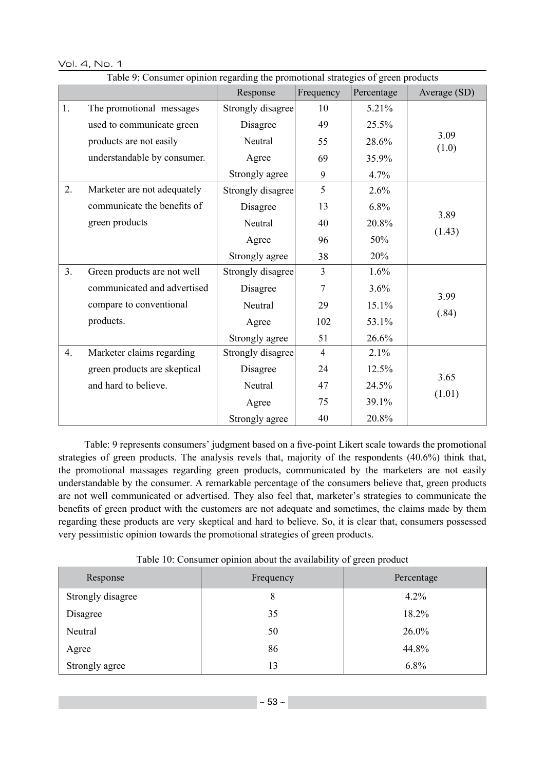Table 9: Consumer opinion regarding the promotional strategies of green products

| | | Response | Frequency | Percentage | Average (SD) |
|---|---|---|---|---|---|
| 1. | The promotional messages used to communicate green products are not easily understandable by consumer. | Strongly disagree | 10 | 5.21% | 3.09 (1.0) |
| | | Disagree | 49 | 25.5% | |
| | | Neutral | 55 | 28.6% | |
| | | Agree | 69 | 35.9% | |
| | | Strongly agree | 9 | 4.7% | |
| 2. | Marketer are not adequately communicate the benefits of green products | Strongly disagree | 5 | 2.6% | 3.89 (1.43) |
| | | Disagree | 13 | 6.8% | |
| | | Neutral | 40 | 20.8% | |
| | | Agree | 96 | 50% | |
| | | Strongly agree | 38 | 20% | |
| 3. | Green products are not well communicated and advertised compare to conventional products. | Strongly disagree | 3 | 1.6% | 3.99 (.84) |
| | | Disagree | 7 | 3.6% | |
| | | Neutral | 29 | 15.1% | |
| | | Agree | 102 | 53.1% | |
| | | Strongly agree | 51 | 26.6% | |
| 4. | Marketer claims regarding green products are skeptical and hard to believe. | Strongly disagree | 4 | 2.1% | 3.65 (1.01) |
| | | Disagree | 24 | 12.5% | |
| | | Neutral | 47 | 24.5% | |
| | | Agree | 75 | 39.1% | |
| | | Strongly agree | 40 | 20.8% | |

Table: 9 represents consumers' judgment based on a five-point Likert scale towards the promotional strategies of green products. The analysis revels that, majority of the respondents (40.6%) think that, the promotional massages regarding green products, communicated by the marketers are not easily understandable by the consumer. A remarkable percentage of the consumers believe that, green products are not well communicated or advertised. They also feel that, marketer's strategies to communicate the benefits of green product with the customers are not adequate and sometimes, the claims made by them regarding these products are very skeptical and hard to believe. So, it is clear that, consumers possessed very pessimistic opinion towards the promotional strategies of green products.

Table 10: Consumer opinion about the availability of green product

| Response | Frequency | Percentage |
|---|---|---|
| Strongly disagree | 8 | 4.2% |
| Disagree | 35 | 18.2% |
| Neutral | 50 | 26.0% |
| Agree | 86 | 44.8% |
| Strongly agree | 13 | 6.8% |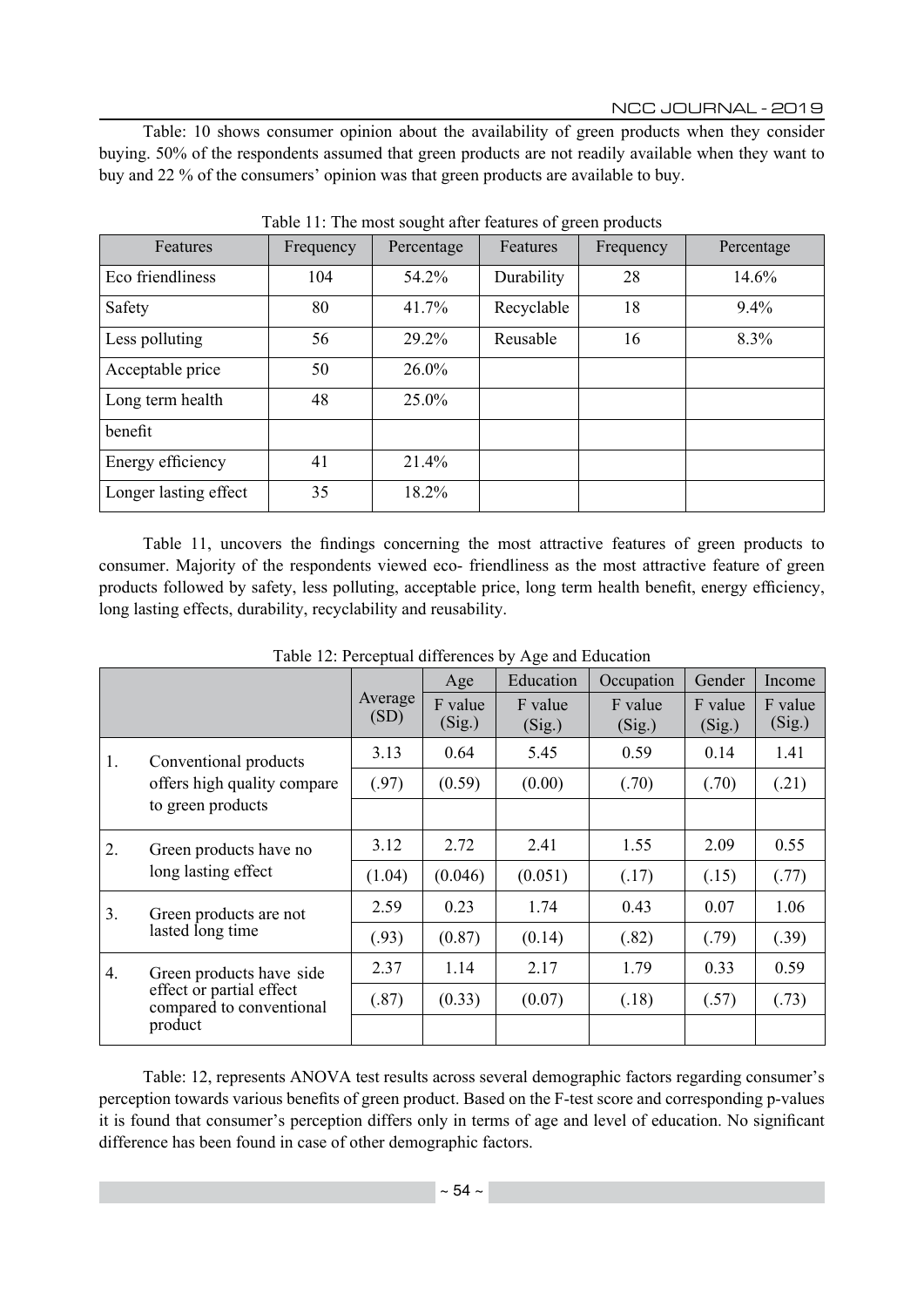Table: 10 shows consumer opinion about the availability of green products when they consider buying. 50% of the respondents assumed that green products are not readily available when they want to buy and 22 % of the consumers' opinion was that green products are available to buy.

Table 11: The most sought after features of green products

| Features | Frequency | Percentage | Features | Frequency | Percentage |
|---|---|---|---|---|---|
| Eco friendliness | 104 | 54.2% | Durability | 28 | 14.6% |
| Safety | 80 | 41.7% | Recyclable | 18 | 9.4% |
| Less polluting | 56 | 29.2% | Reusable | 16 | 8.3% |
| Acceptable price | 50 | 26.0% | | | |
| Long term health benefit | 48 | 25.0% | | | |
| Energy efficiency | 41 | 21.4% | | | |
| Longer lasting effect | 35 | 18.2% | | | |

Table 11, uncovers the findings concerning the most attractive features of green products to consumer. Majority of the respondents viewed eco- friendliness as the most attractive feature of green products followed by safety, less polluting, acceptable price, long term health benefit, energy efficiency, long lasting effects, durability, recyclability and reusability.

Table 12: Perceptual differences by Age and Education

| | | Average (SD) | Age | Education | Occupation | Gender | Income |
|---|---|---|---|---|---|---|---|
| | | | F value (Sig.) | F value (Sig.) | F value (Sig.) | F value (Sig.) | F value (Sig.) |
| 1. | Conventional products offers high quality compare to green products | 3.13 | 0.64 | 5.45 | 0.59 | 0.14 | 1.41 |
| | | (.97) | (0.59) | (0.00) | (.70) | (.70) | (.21) |
| 2. | Green products have no long lasting effect | 3.12 | 2.72 | 2.41 | 1.55 | 2.09 | 0.55 |
| | | (1.04) | (0.046) | (0.051) | (.17) | (.15) | (.77) |
| 3. | Green products are not lasted long time | 2.59 | 0.23 | 1.74 | 0.43 | 0.07 | 1.06 |
| | | (.93) | (0.87) | (0.14) | (.82) | (.79) | (.39) |
| 4. | Green products have side effect or partial effect compared to conventional product | 2.37 | 1.14 | 2.17 | 1.79 | 0.33 | 0.59 |
| | | (.87) | (0.33) | (0.07) | (.18) | (.57) | (.73) |

Table: 12, represents ANOVA test results across several demographic factors regarding consumer's perception towards various benefits of green product. Based on the F-test score and corresponding p-values it is found that consumer's perception differs only in terms of age and level of education. No significant difference has been found in case of other demographic factors.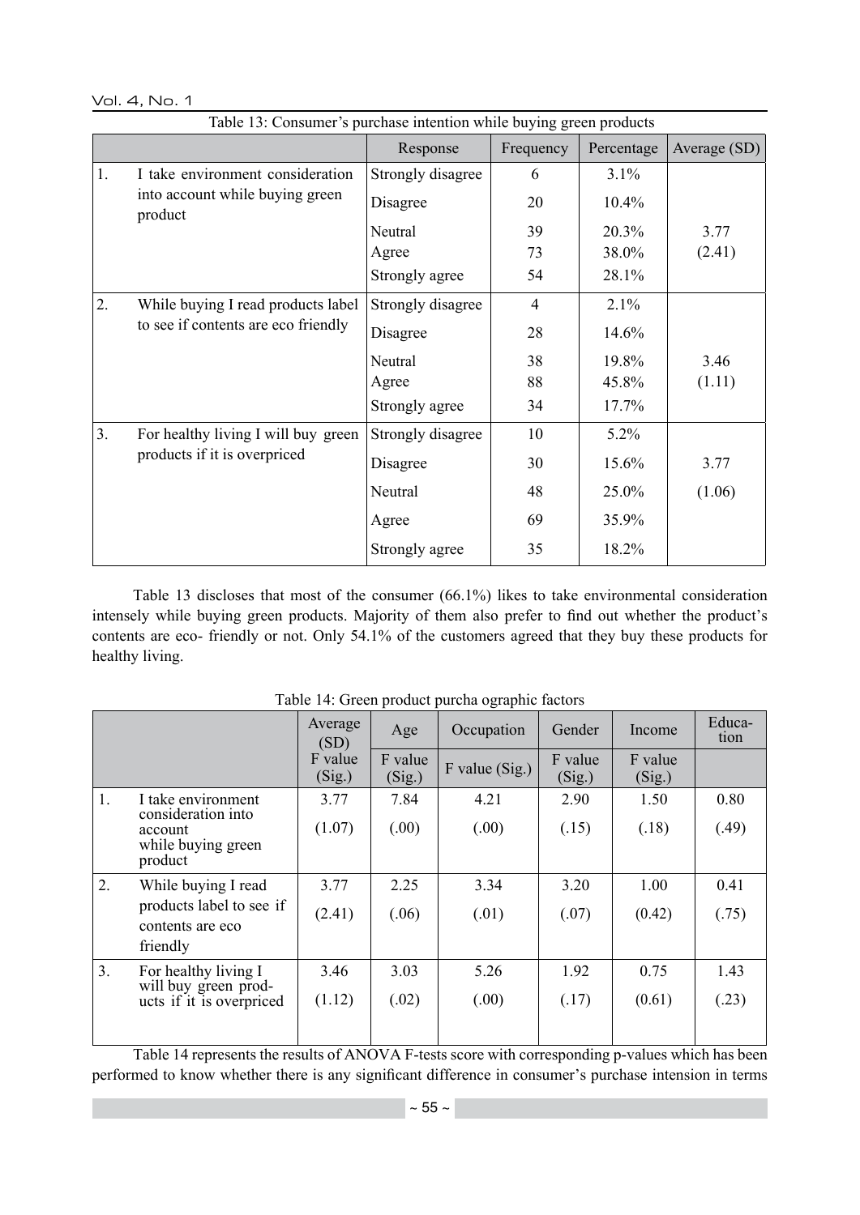Table 13: Consumer's purchase intention while buying green products

| | | Response | Frequency | Percentage | Average (SD) |
|---|---|---|---|---|---|
| 1. | I take environment consideration into account while buying green product | Strongly disagree | 6 | 3.1% | |
| | | Disagree | 20 | 10.4% | |
| | | Neutral | 39 | 20.3% | 3.77 |
| | | Agree | 73 | 38.0% | (2.41) |
| | | Strongly agree | 54 | 28.1% | |
| 2. | While buying I read products label to see if contents are eco friendly | Strongly disagree | 4 | 2.1% | |
| | | Disagree | 28 | 14.6% | |
| | | Neutral | 38 | 19.8% | 3.46 |
| | | Agree | 88 | 45.8% | (1.11) |
| | | Strongly agree | 34 | 17.7% | |
| 3. | For healthy living I will buy green products if it is overpriced | Strongly disagree | 10 | 5.2% | |
| | | Disagree | 30 | 15.6% | 3.77 |
| | | Neutral | 48 | 25.0% | (1.06) |
| | | Agree | 69 | 35.9% | |
| | | Strongly agree | 35 | 18.2% | |

Table 13 discloses that most of the consumer (66.1%) likes to take environmental consideration intensely while buying green products. Majority of them also prefer to find out whether the product's contents are eco- friendly or not. Only 54.1% of the customers agreed that they buy these products for healthy living.

Table 14: Green product purcha ographic factors

| | | Average (SD) | Age | Occupation | Gender | Income | Educa-tion |
|---|---|---|---|---|---|---|---|
| | | F value (Sig.) | F value (Sig.) | F value (Sig.) | F value (Sig.) | F value (Sig.) | |
| 1. | I take environment consideration into account while buying green product | 3.77 (1.07) | 7.84 (.00) | 4.21 (.00) | 2.90 (.15) | 1.50 (.18) | 0.80 (.49) |
| 2. | While buying I read products label to see if contents are eco friendly | 3.77 (2.41) | 2.25 (.06) | 3.34 (.01) | 3.20 (.07) | 1.00 (0.42) | 0.41 (.75) |
| 3. | For healthy living I will buy green products if it is overpriced | 3.46 (1.12) | 3.03 (.02) | 5.26 (.00) | 1.92 (.17) | 0.75 (0.61) | 1.43 (.23) |

Table 14 represents the results of ANOVA F-tests score with corresponding p-values which has been performed to know whether there is any significant difference in consumer's purchase intension in terms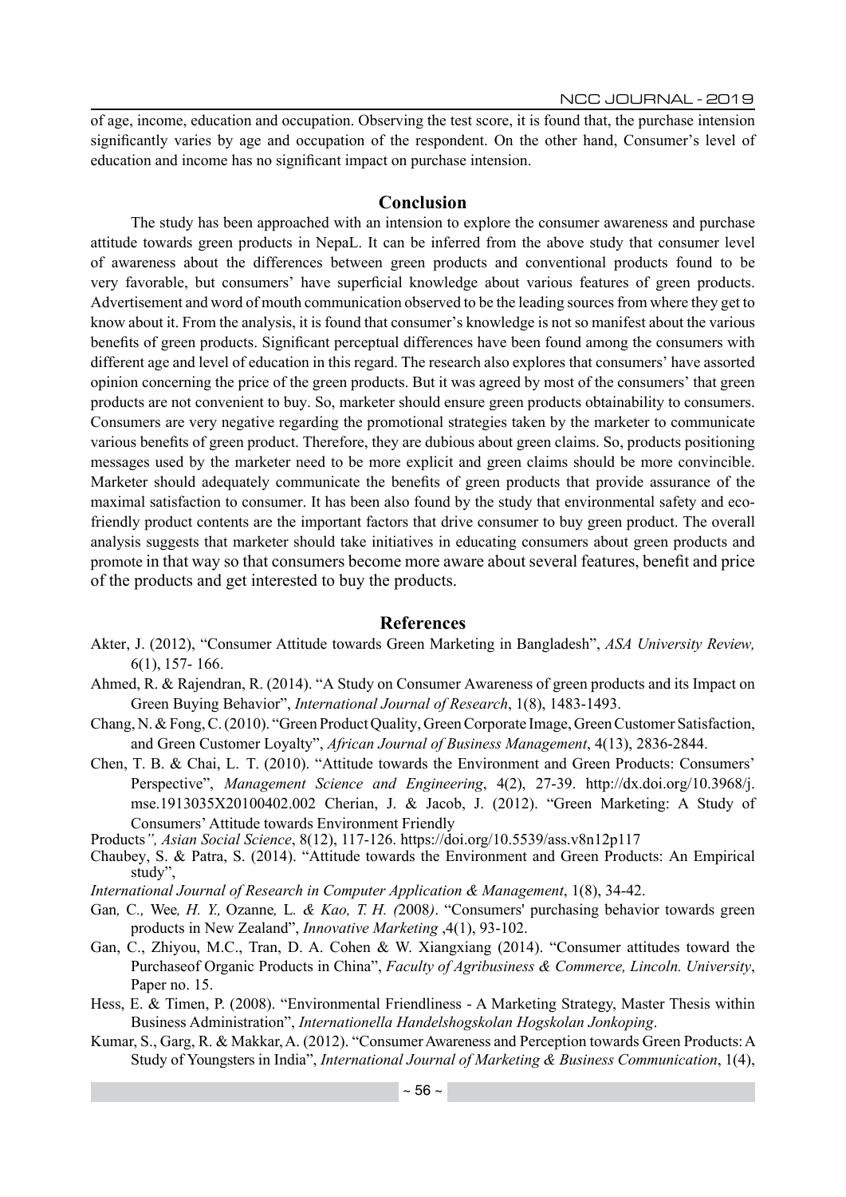of age, income, education and occupation. Observing the test score, it is found that, the purchase intension significantly varies by age and occupation of the respondent. On the other hand, Consumer's level of education and income has no significant impact on purchase intension.

## Conclusion

The study has been approached with an intension to explore the consumer awareness and purchase attitude towards green products in NepaL. It can be inferred from the above study that consumer level of awareness about the differences between green products and conventional products found to be very favorable, but consumers' have superficial knowledge about various features of green products. Advertisement and word of mouth communication observed to be the leading sources from where they get to know about it. From the analysis, it is found that consumer's knowledge is not so manifest about the various benefits of green products. Significant perceptual differences have been found among the consumers with different age and level of education in this regard. The research also explores that consumers' have assorted opinion concerning the price of the green products. But it was agreed by most of the consumers' that green products are not convenient to buy. So, marketer should ensure green products obtainability to consumers. Consumers are very negative regarding the promotional strategies taken by the marketer to communicate various benefits of green product. Therefore, they are dubious about green claims. So, products positioning messages used by the marketer need to be more explicit and green claims should be more convincible. Marketer should adequately communicate the benefits of green products that provide assurance of the maximal satisfaction to consumer. It has been also found by the study that environmental safety and eco-friendly product contents are the important factors that drive consumer to buy green product. The overall analysis suggests that marketer should take initiatives in educating consumers about green products and promote in that way so that consumers become more aware about several features, benefit and price of the products and get interested to buy the products.

## References

Akter, J. (2012), "Consumer Attitude towards Green Marketing in Bangladesh", *ASA University Review,* 6(1), 157- 166.

Ahmed, R. & Rajendran, R. (2014). "A Study on Consumer Awareness of green products and its Impact on Green Buying Behavior", *International Journal of Research*, 1(8), 1483-1493.

Chang, N. & Fong, C. (2010). "Green Product Quality, Green Corporate Image, Green Customer Satisfaction, and Green Customer Loyalty", *African Journal of Business Management*, 4(13), 2836-2844.

Chen, T. B. & Chai, L. T. (2010). "Attitude towards the Environment and Green Products: Consumers' Perspective", *Management Science and Engineering*, 4(2), 27-39. http://dx.doi.org/10.3968/j.mse.1913035X20100402.002 Cherian, J. & Jacob, J. (2012). "Green Marketing: A Study of Consumers' Attitude towards Environment Friendly

Products*", Asian Social Science*, 8(12), 117-126. https://doi.org/10.5539/ass.v8n12p117

Chaubey, S. & Patra, S. (2014). "Attitude towards the Environment and Green Products: An Empirical study",

*International Journal of Research in Computer Application & Management*, 1(8), 34-42.

Gan*,* C*.,* Wee*, H. Y.,* Ozanne*,* L*. & Kao, T. H. (*2008*)*. "Consumers' purchasing behavior towards green products in New Zealand", *Innovative Marketing* ,4(1), 93-102.

Gan, C., Zhiyou, M.C., Tran, D. A. Cohen & W. Xiangxiang (2014). "Consumer attitudes toward the Purchaseof Organic Products in China", *Faculty of Agribusiness & Commerce, Lincoln. University*, Paper no. 15.

Hess, E. & Timen, P. (2008). "Environmental Friendliness - A Marketing Strategy, Master Thesis within Business Administration", *Internationella Handelshogskolan Hogskolan Jonkoping*.

Kumar, S., Garg, R. & Makkar, A. (2012). "Consumer Awareness and Perception towards Green Products: A Study of Youngsters in India", *International Journal of Marketing & Business Communication*, 1(4),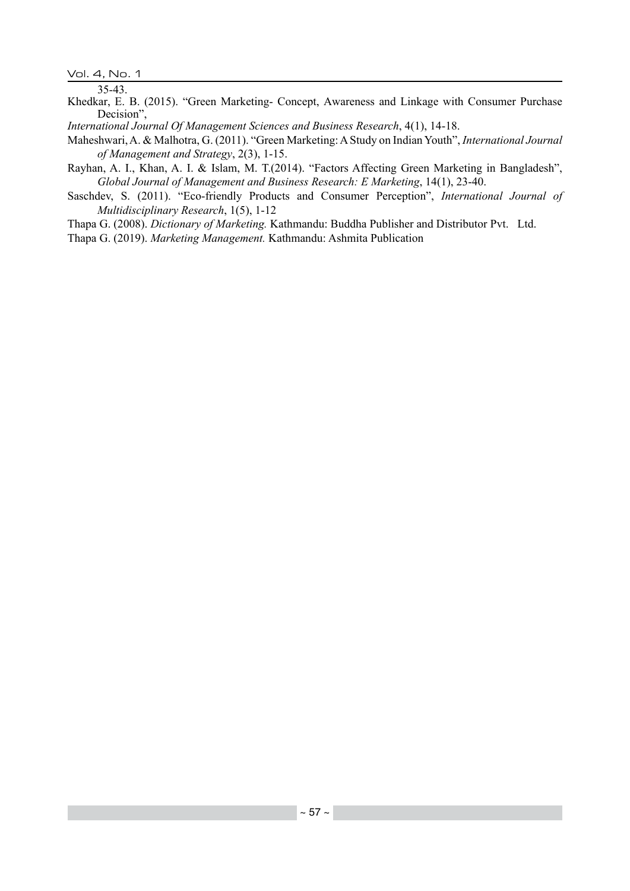35-43.

Khedkar, E. B. (2015). "Green Marketing- Concept, Awareness and Linkage with Consumer Purchase Decision",

*International Journal Of Management Sciences and Business Research*, 4(1), 14-18.

Maheshwari, A. & Malhotra, G. (2011). "Green Marketing: A Study on Indian Youth", *International Journal of Management and Strategy*, 2(3), 1-15.

Rayhan, A. I., Khan, A. I. & Islam, M. T.(2014). "Factors Affecting Green Marketing in Bangladesh", *Global Journal of Management and Business Research: E Marketing*, 14(1), 23-40.

Saschdev, S. (2011). "Eco-friendly Products and Consumer Perception", *International Journal of Multidisciplinary Research*, 1(5), 1-12

Thapa G. (2008). *Dictionary of Marketing.* Kathmandu: Buddha Publisher and Distributor Pvt. Ltd.

Thapa G. (2019). *Marketing Management.* Kathmandu: Ashmita Publication